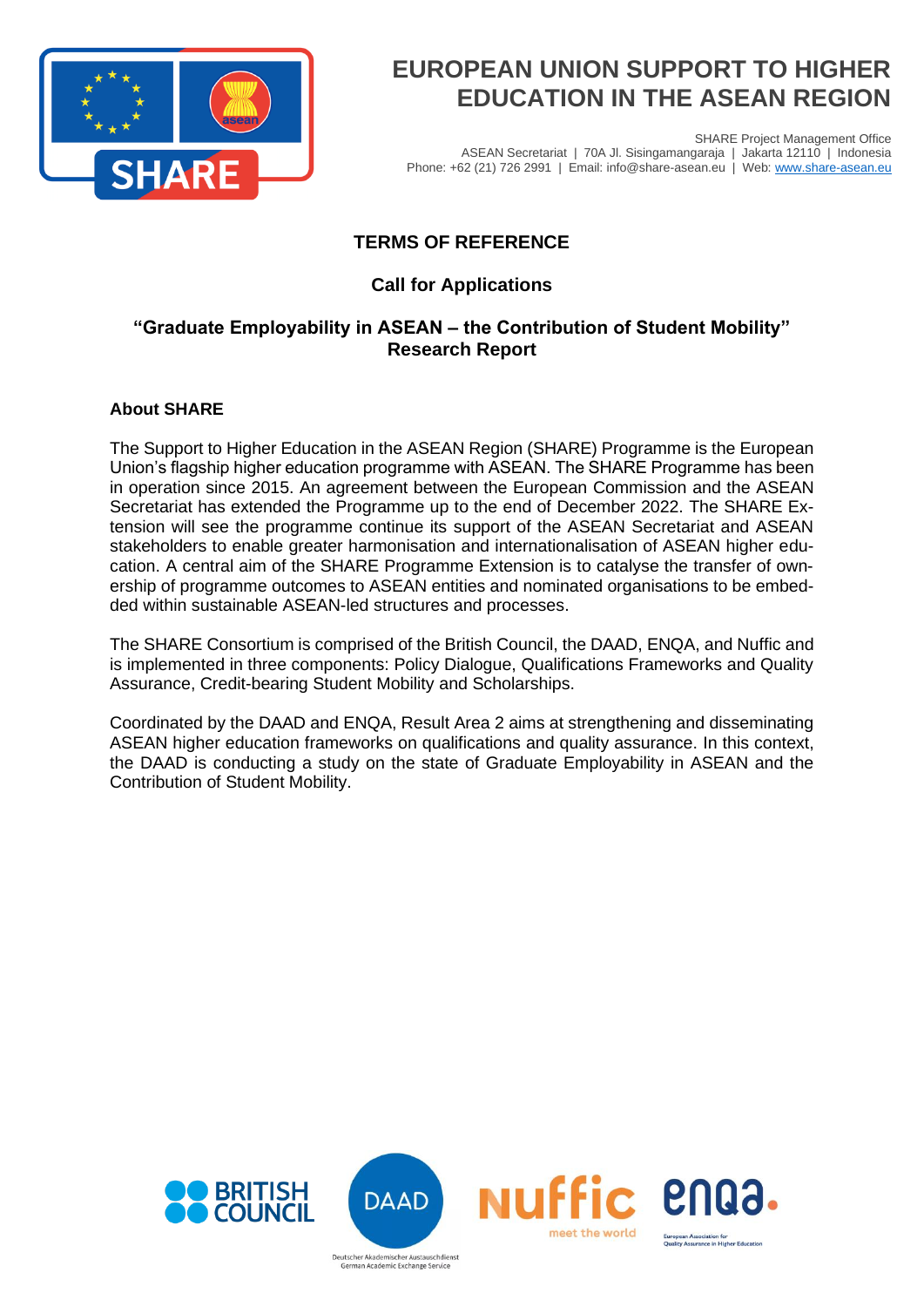# EUROPEAN UNION SUPPORT TO HIGHER EDUCATION IN THE ASEAN REGION

SHARE Project Management Office
ASEAN Secretariat | 70A Jl. Sisingamangaraja | Jakarta 12110 | Indonesia
Phone: +62 (21) 726 2991 | Email: info@share-asean.eu | Web: www.share-asean.eu

## TERMS OF REFERENCE

### Call for Applications

### "Graduate Employability in ASEAN – the Contribution of Student Mobility" Research Report

**About SHARE**

The Support to Higher Education in the ASEAN Region (SHARE) Programme is the European Union's flagship higher education programme with ASEAN. The SHARE Programme has been in operation since 2015. An agreement between the European Commission and the ASEAN Secretariat has extended the Programme up to the end of December 2022. The SHARE Extension will see the programme continue its support of the ASEAN Secretariat and ASEAN stakeholders to enable greater harmonisation and internationalisation of ASEAN higher education. A central aim of the SHARE Programme Extension is to catalyse the transfer of ownership of programme outcomes to ASEAN entities and nominated organisations to be embedded within sustainable ASEAN-led structures and processes.

The SHARE Consortium is comprised of the British Council, the DAAD, ENQA, and Nuffic and is implemented in three components: Policy Dialogue, Qualifications Frameworks and Quality Assurance, Credit-bearing Student Mobility and Scholarships.

Coordinated by the DAAD and ENQA, Result Area 2 aims at strengthening and disseminating ASEAN higher education frameworks on qualifications and quality assurance. In this context, the DAAD is conducting a study on the state of Graduate Employability in ASEAN and the Contribution of Student Mobility.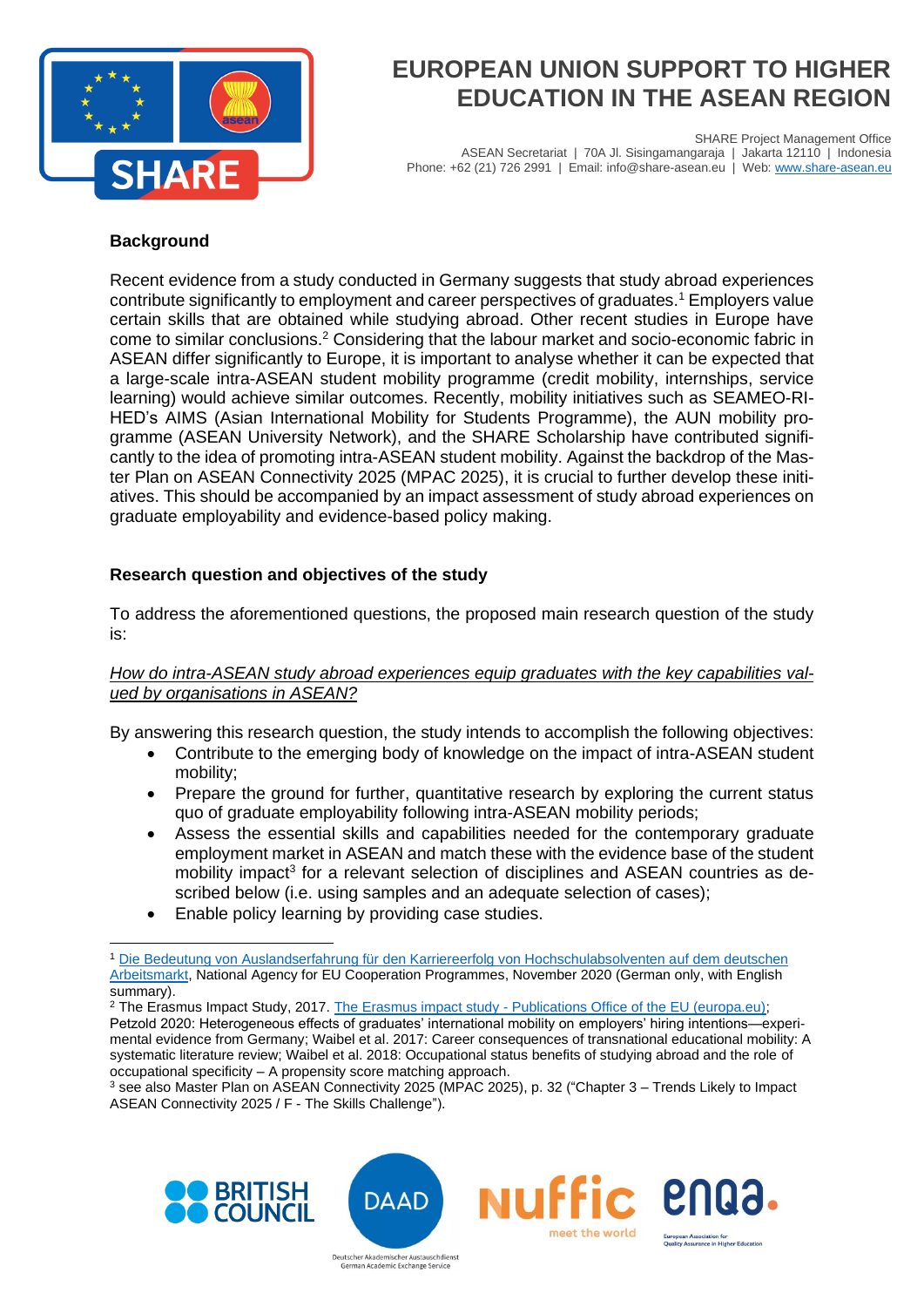# EUROPEAN UNION SUPPORT TO HIGHER EDUCATION IN THE ASEAN REGION

SHARE Project Management Office
ASEAN Secretariat | 70A Jl. Sisingamangaraja | Jakarta 12110 | Indonesia
Phone: +62 (21) 726 2991 | Email: info@share-asean.eu | Web: www.share-asean.eu

**Background**

Recent evidence from a study conducted in Germany suggests that study abroad experiences contribute significantly to employment and career perspectives of graduates.[1] Employers value certain skills that are obtained while studying abroad. Other recent studies in Europe have come to similar conclusions.[2] Considering that the labour market and socio-economic fabric in ASEAN differ significantly to Europe, it is important to analyse whether it can be expected that a large-scale intra-ASEAN student mobility programme (credit mobility, internships, service learning) would achieve similar outcomes. Recently, mobility initiatives such as SEAMEO-RIHED's AIMS (Asian International Mobility for Students Programme), the AUN mobility programme (ASEAN University Network), and the SHARE Scholarship have contributed significantly to the idea of promoting intra-ASEAN student mobility. Against the backdrop of the Master Plan on ASEAN Connectivity 2025 (MPAC 2025), it is crucial to further develop these initiatives. This should be accompanied by an impact assessment of study abroad experiences on graduate employability and evidence-based policy making.

**Research question and objectives of the study**

To address the aforementioned questions, the proposed main research question of the study is:

*How do intra-ASEAN study abroad experiences equip graduates with the key capabilities valued by organisations in ASEAN?*

By answering this research question, the study intends to accomplish the following objectives:

- Contribute to the emerging body of knowledge on the impact of intra-ASEAN student mobility;
- Prepare the ground for further, quantitative research by exploring the current status quo of graduate employability following intra-ASEAN mobility periods;
- Assess the essential skills and capabilities needed for the contemporary graduate employment market in ASEAN and match these with the evidence base of the student mobility impact[3] for a relevant selection of disciplines and ASEAN countries as described below (i.e. using samples and an adequate selection of cases);
- Enable policy learning by providing case studies.

---

[1] Die Bedeutung von Auslandserfahrung für den Karriereerfolg von Hochschulabsolventen auf dem deutschen Arbeitsmarkt, National Agency for EU Cooperation Programmes, November 2020 (German only, with English summary).

[2] The Erasmus Impact Study, 2017. The Erasmus impact study - Publications Office of the EU (europa.eu); Petzold 2020: Heterogeneous effects of graduates' international mobility on employers' hiring intentions—experimental evidence from Germany; Waibel et al. 2017: Career consequences of transnational educational mobility: A systematic literature review; Waibel et al. 2018: Occupational status benefits of studying abroad and the role of occupational specificity – A propensity score matching approach.

[3] see also Master Plan on ASEAN Connectivity 2025 (MPAC 2025), p. 32 ("Chapter 3 – Trends Likely to Impact ASEAN Connectivity 2025 / F - The Skills Challenge").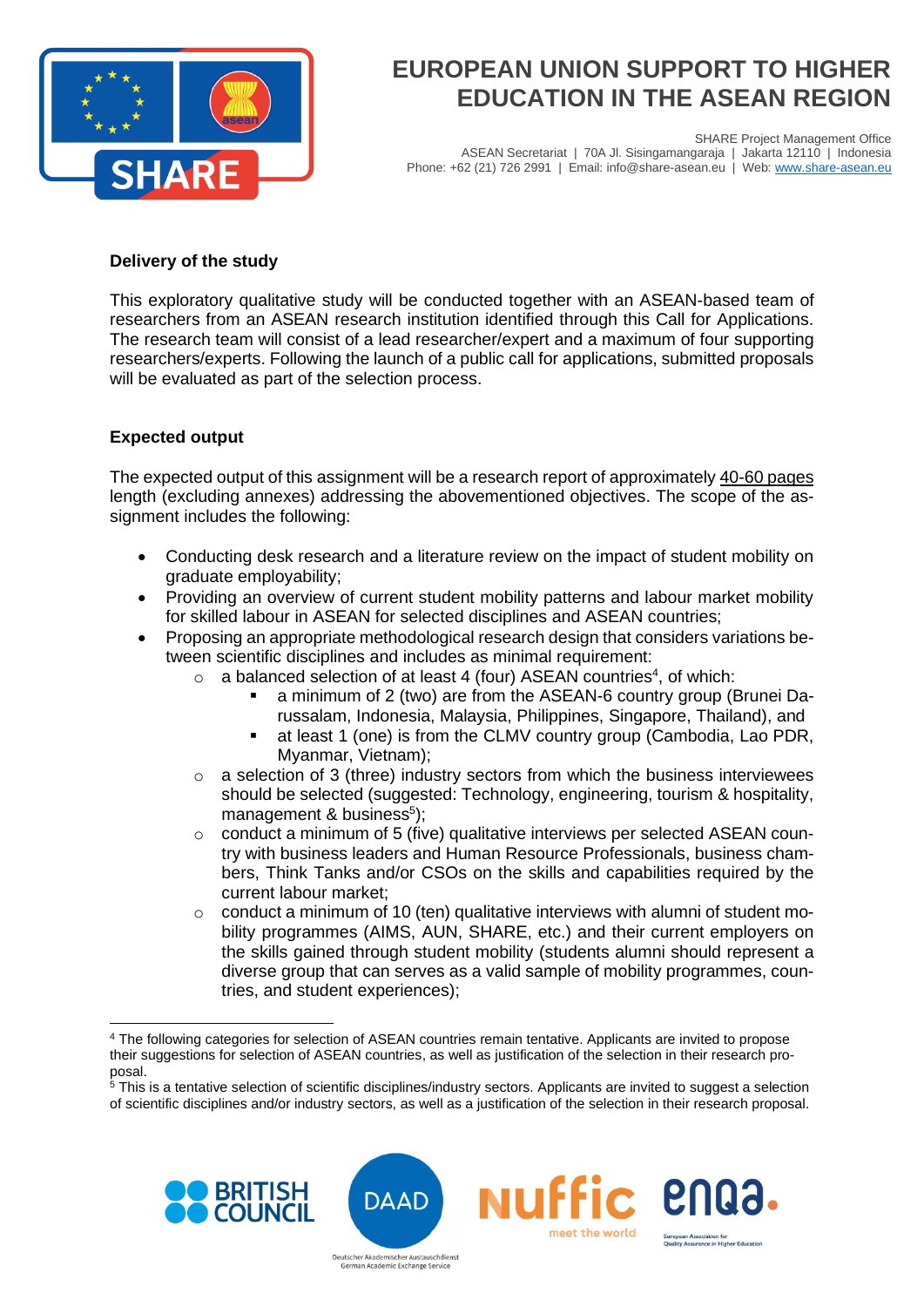**Delivery of the study**

This exploratory qualitative study will be conducted together with an ASEAN-based team of researchers from an ASEAN research institution identified through this Call for Applications. The research team will consist of a lead researcher/expert and a maximum of four supporting researchers/experts. Following the launch of a public call for applications, submitted proposals will be evaluated as part of the selection process.

**Expected output**

The expected output of this assignment will be a research report of approximately 40-60 pages length (excluding annexes) addressing the abovementioned objectives. The scope of the assignment includes the following:

- Conducting desk research and a literature review on the impact of student mobility on graduate employability;
- Providing an overview of current student mobility patterns and labour market mobility for skilled labour in ASEAN for selected disciplines and ASEAN countries;
- Proposing an appropriate methodological research design that considers variations between scientific disciplines and includes as minimal requirement:
    - a balanced selection of at least 4 (four) ASEAN countries[4], of which:
        - a minimum of 2 (two) are from the ASEAN-6 country group (Brunei Darussalam, Indonesia, Malaysia, Philippines, Singapore, Thailand), and
        - at least 1 (one) is from the CLMV country group (Cambodia, Lao PDR, Myanmar, Vietnam);
    - a selection of 3 (three) industry sectors from which the business interviewees should be selected (suggested: Technology, engineering, tourism & hospitality, management & business[5]);
    - conduct a minimum of 5 (five) qualitative interviews per selected ASEAN country with business leaders and Human Resource Professionals, business chambers, Think Tanks and/or CSOs on the skills and capabilities required by the current labour market;
    - conduct a minimum of 10 (ten) qualitative interviews with alumni of student mobility programmes (AIMS, AUN, SHARE, etc.) and their current employers on the skills gained through student mobility (students alumni should represent a diverse group that can serves as a valid sample of mobility programmes, countries, and student experiences);

[4] The following categories for selection of ASEAN countries remain tentative. Applicants are invited to propose their suggestions for selection of ASEAN countries, as well as justification of the selection in their research proposal.

[5] This is a tentative selection of scientific disciplines/industry sectors. Applicants are invited to suggest a selection of scientific disciplines and/or industry sectors, as well as a justification of the selection in their research proposal.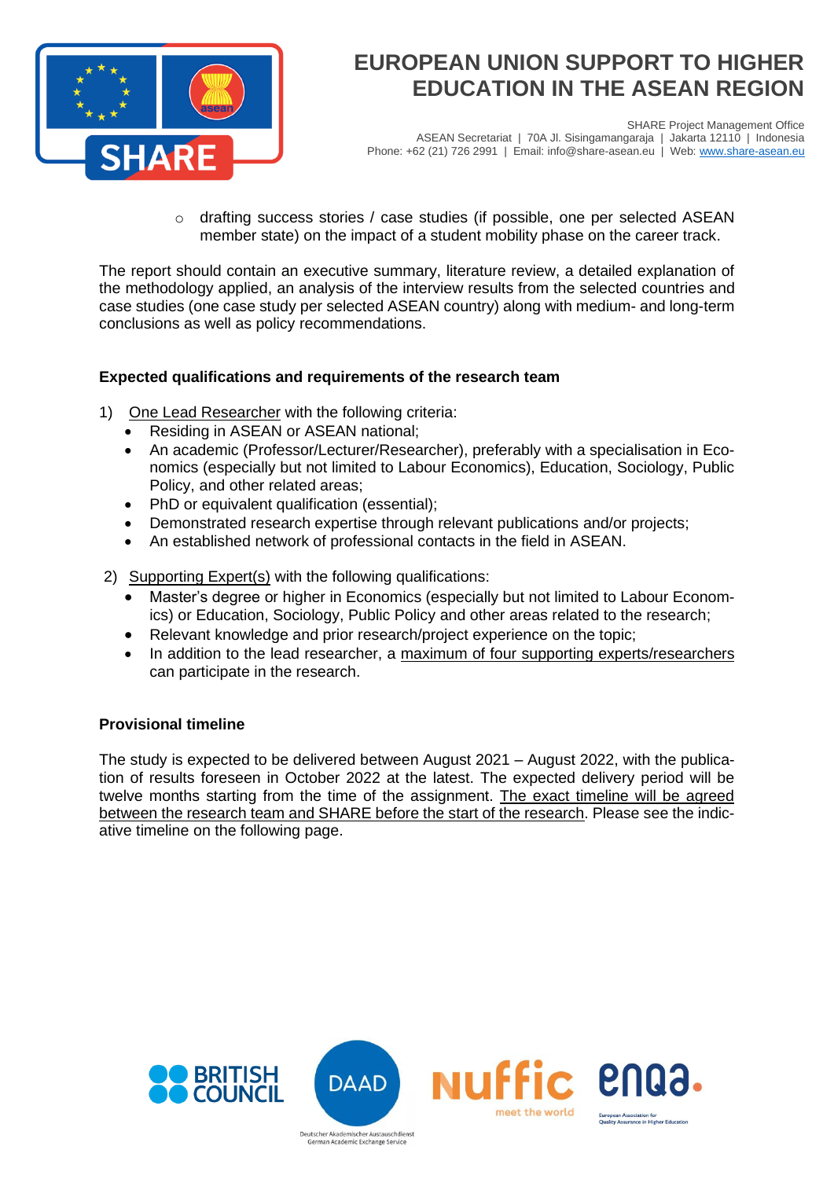- drafting success stories / case studies (if possible, one per selected ASEAN member state) on the impact of a student mobility phase on the career track.

The report should contain an executive summary, literature review, a detailed explanation of the methodology applied, an analysis of the interview results from the selected countries and case studies (one case study per selected ASEAN country) along with medium- and long-term conclusions as well as policy recommendations.

**Expected qualifications and requirements of the research team**

1) One Lead Researcher with the following criteria:
   - Residing in ASEAN or ASEAN national;
   - An academic (Professor/Lecturer/Researcher), preferably with a specialisation in Economics (especially but not limited to Labour Economics), Education, Sociology, Public Policy, and other related areas;
   - PhD or equivalent qualification (essential);
   - Demonstrated research expertise through relevant publications and/or projects;
   - An established network of professional contacts in the field in ASEAN.

2) Supporting Expert(s) with the following qualifications:
   - Master's degree or higher in Economics (especially but not limited to Labour Economics) or Education, Sociology, Public Policy and other areas related to the research;
   - Relevant knowledge and prior research/project experience on the topic;
   - In addition to the lead researcher, a maximum of four supporting experts/researchers can participate in the research.

**Provisional timeline**

The study is expected to be delivered between August 2021 – August 2022, with the publication of results foreseen in October 2022 at the latest. The expected delivery period will be twelve months starting from the time of the assignment. The exact timeline will be agreed between the research team and SHARE before the start of the research. Please see the indicative timeline on the following page.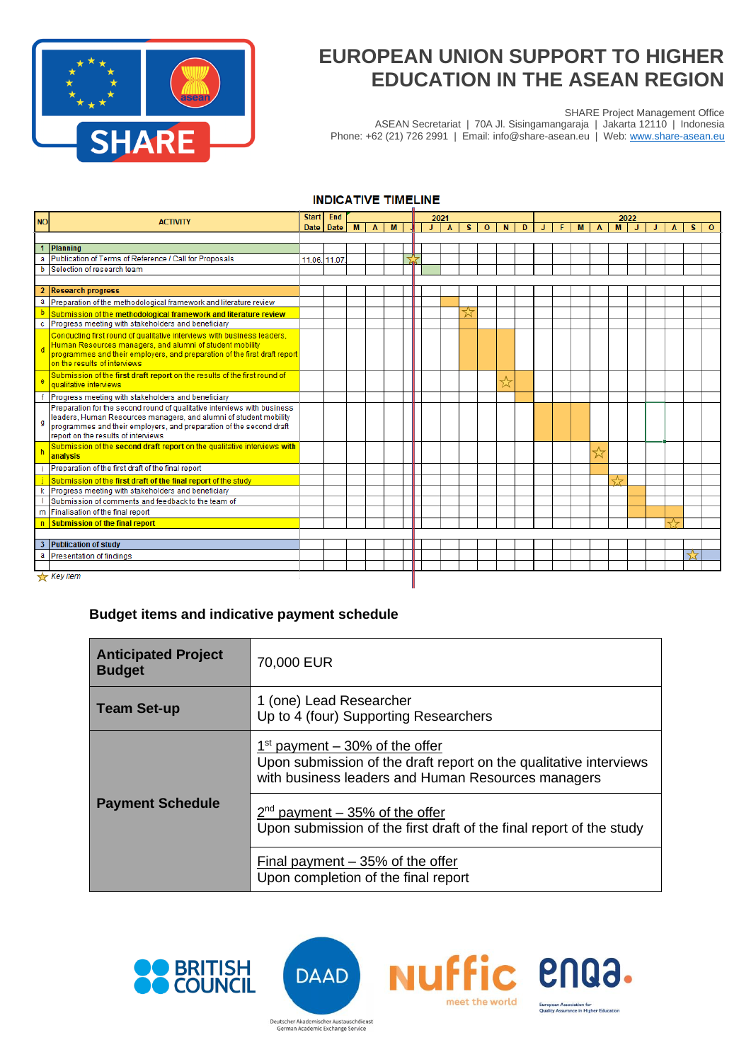# EUROPEAN UNION SUPPORT TO HIGHER EDUCATION IN THE ASEAN REGION

SHARE Project Management Office
ASEAN Secretariat | 70A Jl. Sisingamangaraja | Jakarta 12110 | Indonesia
Phone: +62 (21) 726 2991 | Email: info@share-asean.eu | Web: www.share-asean.eu

**INDICATIVE TIMELINE**

| NO | ACTIVITY | Start Date | End Date | 2021 M | A | M | J | J | A | S | O | N | D | 2022 J | F | M | A | M | J | J | A | S | O |
|---|---|---|---|---|---|---|---|---|---|---|---|---|---|---|---|---|---|---|---|---|---|---|---|
| 1 | **Planning** | | | | | | | | | | | | | | | | | | | | | | |
| a | Publication of Terms of Reference / Call for Proposals | 11.06. | 11.07. | | | | ☆ | | | | | | | | | | | | | | | | |
| b | Selection of research team | | | | | | | | | | | | | | | | | | | | | | |
| 2 | **Research progress** | | | | | | | | | | | | | | | | | | | | | | |
| a | Preparation of the methodological framework and literature review | | | | | | | | | | | | | | | | | | | | | | |
| b | Submission of the **methodological framework and literature review** | | | | | | | | | ☆ | | | | | | | | | | | | | |
| c | Progress meeting with stakeholders and beneficiary | | | | | | | | | | | | | | | | | | | | | | |
| d | Conducting first round of qualitative interviews with business leaders, Human Resources managers, and alumni of student mobility programmes and their employers, and preparation of the first draft report on the results of interviews | | | | | | | | | | | | | | | | | | | | | | |
| e | Submission of the **first draft report** on the results of the first round of qualitative interviews | | | | | | | | | | | ☆ | | | | | | | | | | | |
| f | Progress meeting with stakeholders and beneficiary | | | | | | | | | | | | | | | | | | | | | | |
| g | Preparation for the second round of qualitative interviews with business leaders, Human Resources managers, and alumni of student mobility programmes and their employers, and preparation of the second draft report on the results of interviews | | | | | | | | | | | | | | | | | | | | | | |
| h | Submission of the **second draft report** on the qualitative interviews **with analysis** | | | | | | | | | | | | | | | | ☆ | | | | | | |
| i | Preparation of the first draft of the final report | | | | | | | | | | | | | | | | | | | | | | |
| j | Submission of the **first draft of the final report** of the study | | | | | | | | | | | | | | | | | ☆ | | | | | |
| k | Progress meeting with stakeholders and beneficiary | | | | | | | | | | | | | | | | | | | | | | |
| l | Submission of comments and feedback to the team of | | | | | | | | | | | | | | | | | | | | | | |
| m | Finalisation of the final report | | | | | | | | | | | | | | | | | | | | | | |
| n | **Submission of the final report** | | | | | | | | | | | | | | | | | | | | ☆ | | |
| 3 | **Publication of study** | | | | | | | | | | | | | | | | | | | | | | |
| a | Presentation of findings | | | | | | | | | | | | | | | | | | | | | ☆ | |

☆ Key item

## Budget items and indicative payment schedule

| | |
|---|---|
| **Anticipated Project Budget** | 70,000 EUR |
| **Team Set-up** | 1 (one) Lead Researcher<br>Up to 4 (four) Supporting Researchers |
| **Payment Schedule** | 1st payment – 30% of the offer<br>Upon submission of the draft report on the qualitative interviews with business leaders and Human Resources managers |
| | 2nd payment – 35% of the offer<br>Upon submission of the first draft of the final report of the study |
| | Final payment – 35% of the offer<br>Upon completion of the final report |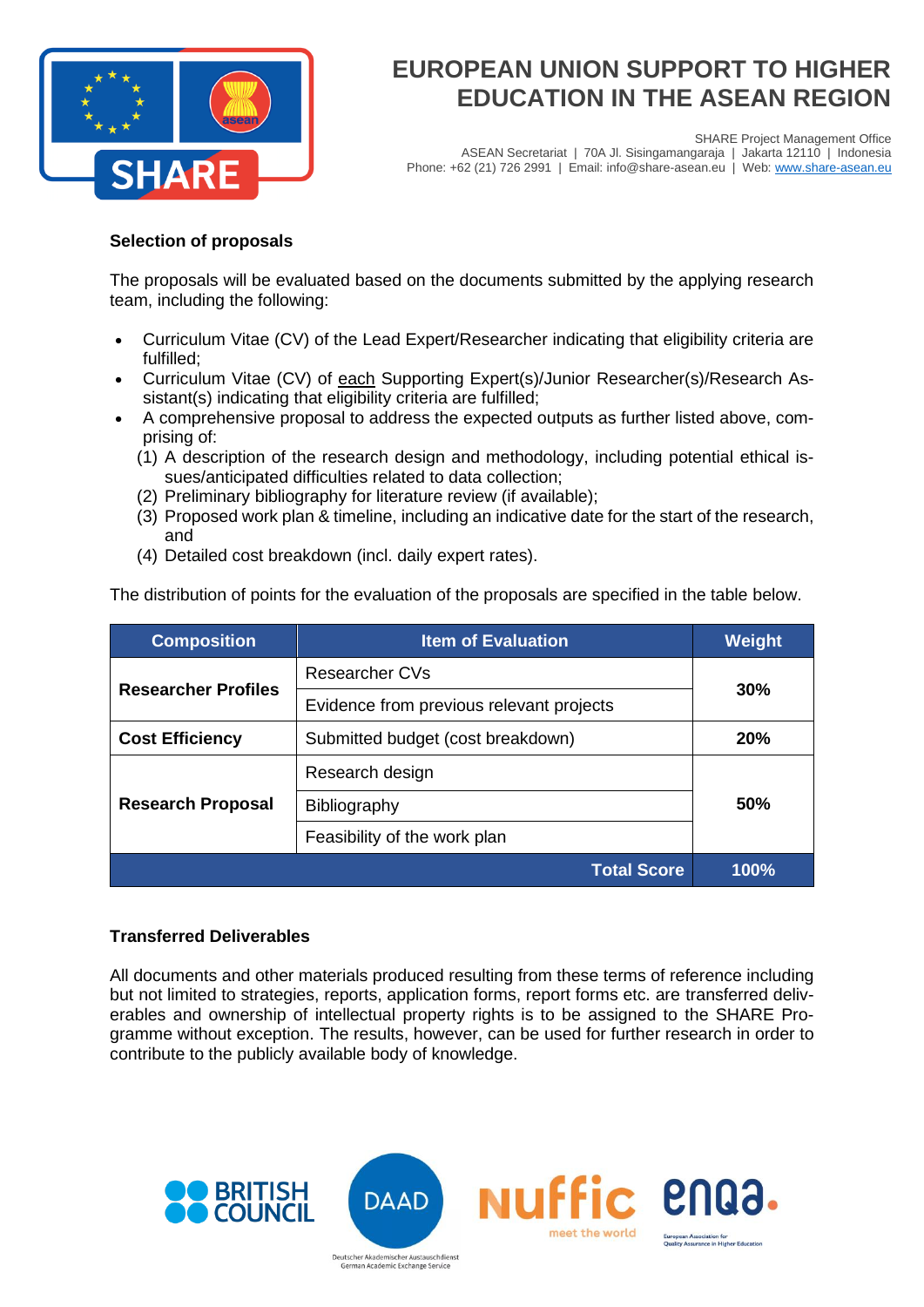### Selection of proposals

The proposals will be evaluated based on the documents submitted by the applying research team, including the following:

- Curriculum Vitae (CV) of the Lead Expert/Researcher indicating that eligibility criteria are fulfilled;
- Curriculum Vitae (CV) of each Supporting Expert(s)/Junior Researcher(s)/Research Assistant(s) indicating that eligibility criteria are fulfilled;
- A comprehensive proposal to address the expected outputs as further listed above, comprising of:
  (1) A description of the research design and methodology, including potential ethical issues/anticipated difficulties related to data collection;
  (2) Preliminary bibliography for literature review (if available);
  (3) Proposed work plan & timeline, including an indicative date for the start of the research, and
  (4) Detailed cost breakdown (incl. daily expert rates).

The distribution of points for the evaluation of the proposals are specified in the table below.

| Composition | Item of Evaluation | Weight |
|---|---|---|
| **Researcher Profiles** | Researcher CVs | **30%** |
| | Evidence from previous relevant projects | |
| **Cost Efficiency** | Submitted budget (cost breakdown) | **20%** |
| **Research Proposal** | Research design | **50%** |
| | Bibliography | |
| | Feasibility of the work plan | |
| | **Total Score** | **100%** |

### Transferred Deliverables

All documents and other materials produced resulting from these terms of reference including but not limited to strategies, reports, application forms, report forms etc. are transferred deliverables and ownership of intellectual property rights is to be assigned to the SHARE Programme without exception. The results, however, can be used for further research in order to contribute to the publicly available body of knowledge.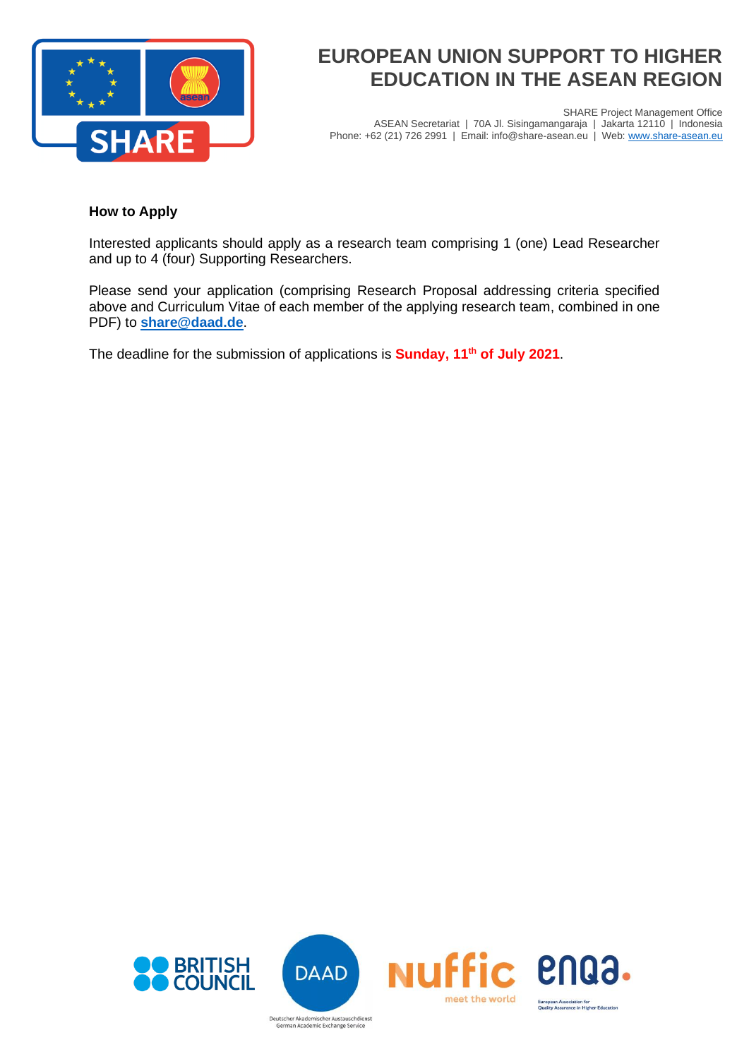**How to Apply**

Interested applicants should apply as a research team comprising 1 (one) Lead Researcher and up to 4 (four) Supporting Researchers.

Please send your application (comprising Research Proposal addressing criteria specified above and Curriculum Vitae of each member of the applying research team, combined in one PDF) to **share@daad.de**.

The deadline for the submission of applications is **Sunday, 11th of July 2021**.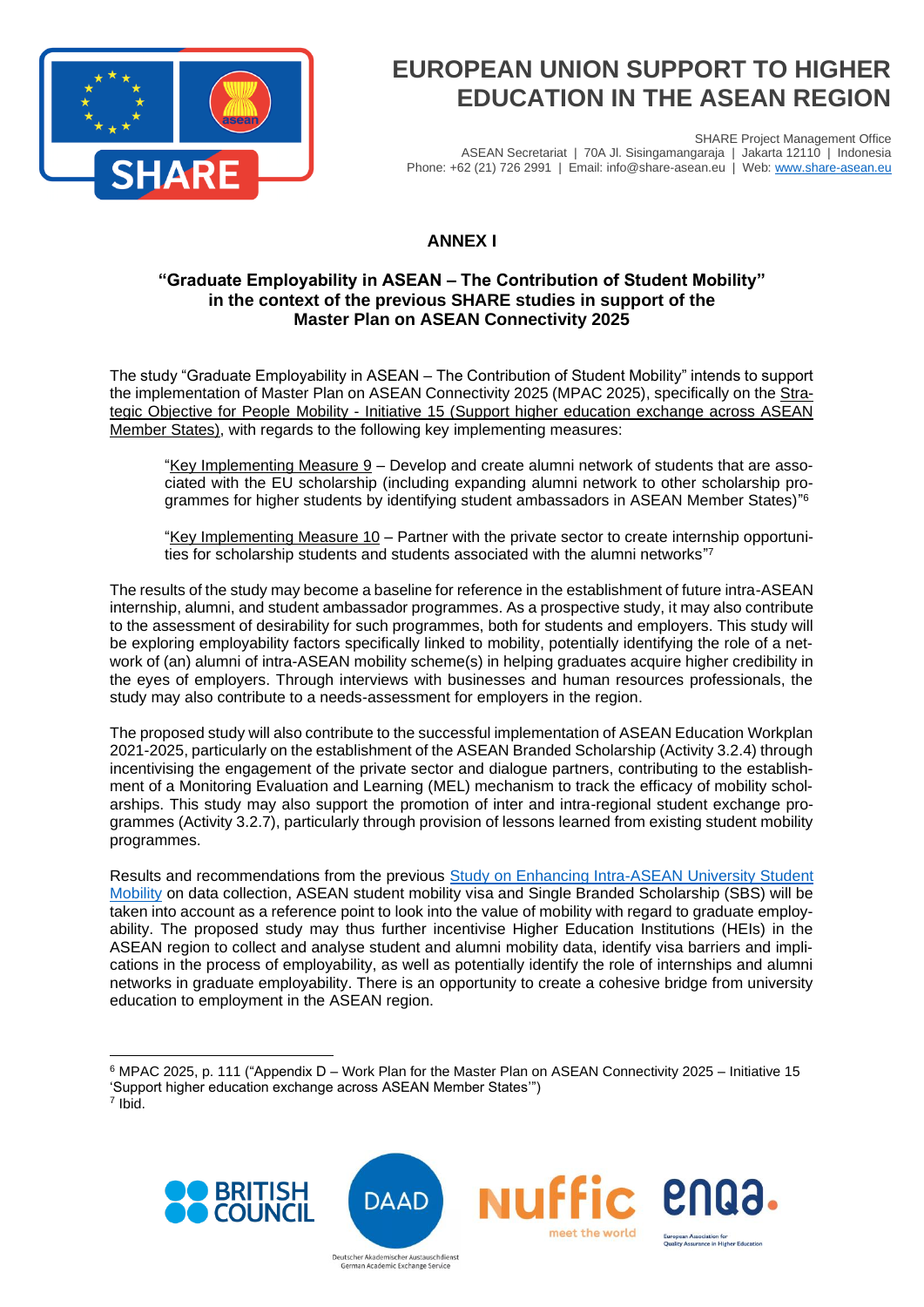## ANNEX I

### "Graduate Employability in ASEAN – The Contribution of Student Mobility" in the context of the previous SHARE studies in support of the Master Plan on ASEAN Connectivity 2025

The study "Graduate Employability in ASEAN – The Contribution of Student Mobility" intends to support the implementation of Master Plan on ASEAN Connectivity 2025 (MPAC 2025), specifically on the Strategic Objective for People Mobility - Initiative 15 (Support higher education exchange across ASEAN Member States), with regards to the following key implementing measures:

> "Key Implementing Measure 9 – Develop and create alumni network of students that are associated with the EU scholarship (including expanding alumni network to other scholarship programmes for higher students by identifying student ambassadors in ASEAN Member States)"[6]
>
> "Key Implementing Measure 10 – Partner with the private sector to create internship opportunities for scholarship students and students associated with the alumni networks"[7]

The results of the study may become a baseline for reference in the establishment of future intra-ASEAN internship, alumni, and student ambassador programmes. As a prospective study, it may also contribute to the assessment of desirability for such programmes, both for students and employers. This study will be exploring employability factors specifically linked to mobility, potentially identifying the role of a network of (an) alumni of intra-ASEAN mobility scheme(s) in helping graduates acquire higher credibility in the eyes of employers. Through interviews with businesses and human resources professionals, the study may also contribute to a needs-assessment for employers in the region.

The proposed study will also contribute to the successful implementation of ASEAN Education Workplan 2021-2025, particularly on the establishment of the ASEAN Branded Scholarship (Activity 3.2.4) through incentivising the engagement of the private sector and dialogue partners, contributing to the establishment of a Monitoring Evaluation and Learning (MEL) mechanism to track the efficacy of mobility scholarships. This study may also support the promotion of inter and intra-regional student exchange programmes (Activity 3.2.7), particularly through provision of lessons learned from existing student mobility programmes.

Results and recommendations from the previous Study on Enhancing Intra-ASEAN University Student Mobility on data collection, ASEAN student mobility visa and Single Branded Scholarship (SBS) will be taken into account as a reference point to look into the value of mobility with regard to graduate employability. The proposed study may thus further incentivise Higher Education Institutions (HEIs) in the ASEAN region to collect and analyse student and alumni mobility data, identify visa barriers and implications in the process of employability, as well as potentially identify the role of internships and alumni networks in graduate employability. There is an opportunity to create a cohesive bridge from university education to employment in the ASEAN region.

---

[6] MPAC 2025, p. 111 ("Appendix D – Work Plan for the Master Plan on ASEAN Connectivity 2025 – Initiative 15 'Support higher education exchange across ASEAN Member States'")

[7] Ibid.